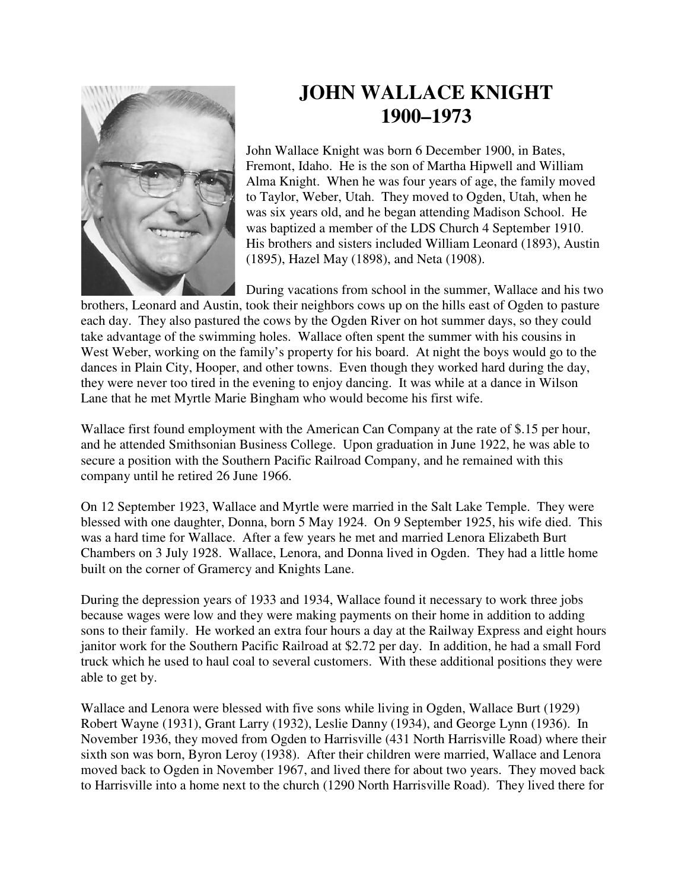# JOHN WALLACE KNIGHT
# 1900–1973

John Wallace Knight was born 6 December 1900, in Bates, Fremont, Idaho. He is the son of Martha Hipwell and William Alma Knight. When he was four years of age, the family moved to Taylor, Weber, Utah. They moved to Ogden, Utah, when he was six years old, and he began attending Madison School. He was baptized a member of the LDS Church 4 September 1910. His brothers and sisters included William Leonard (1893), Austin (1895), Hazel May (1898), and Neta (1908).

During vacations from school in the summer, Wallace and his two brothers, Leonard and Austin, took their neighbors cows up on the hills east of Ogden to pasture each day. They also pastured the cows by the Ogden River on hot summer days, so they could take advantage of the swimming holes. Wallace often spent the summer with his cousins in West Weber, working on the family's property for his board. At night the boys would go to the dances in Plain City, Hooper, and other towns. Even though they worked hard during the day, they were never too tired in the evening to enjoy dancing. It was while at a dance in Wilson Lane that he met Myrtle Marie Bingham who would become his first wife.

Wallace first found employment with the American Can Company at the rate of $.15 per hour, and he attended Smithsonian Business College. Upon graduation in June 1922, he was able to secure a position with the Southern Pacific Railroad Company, and he remained with this company until he retired 26 June 1966.

On 12 September 1923, Wallace and Myrtle were married in the Salt Lake Temple. They were blessed with one daughter, Donna, born 5 May 1924. On 9 September 1925, his wife died. This was a hard time for Wallace. After a few years he met and married Lenora Elizabeth Burt Chambers on 3 July 1928. Wallace, Lenora, and Donna lived in Ogden. They had a little home built on the corner of Gramercy and Knights Lane.

During the depression years of 1933 and 1934, Wallace found it necessary to work three jobs because wages were low and they were making payments on their home in addition to adding sons to their family. He worked an extra four hours a day at the Railway Express and eight hours janitor work for the Southern Pacific Railroad at $2.72 per day. In addition, he had a small Ford truck which he used to haul coal to several customers. With these additional positions they were able to get by.

Wallace and Lenora were blessed with five sons while living in Ogden, Wallace Burt (1929) Robert Wayne (1931), Grant Larry (1932), Leslie Danny (1934), and George Lynn (1936). In November 1936, they moved from Ogden to Harrisville (431 North Harrisville Road) where their sixth son was born, Byron Leroy (1938). After their children were married, Wallace and Lenora moved back to Ogden in November 1967, and lived there for about two years. They moved back to Harrisville into a home next to the church (1290 North Harrisville Road). They lived there for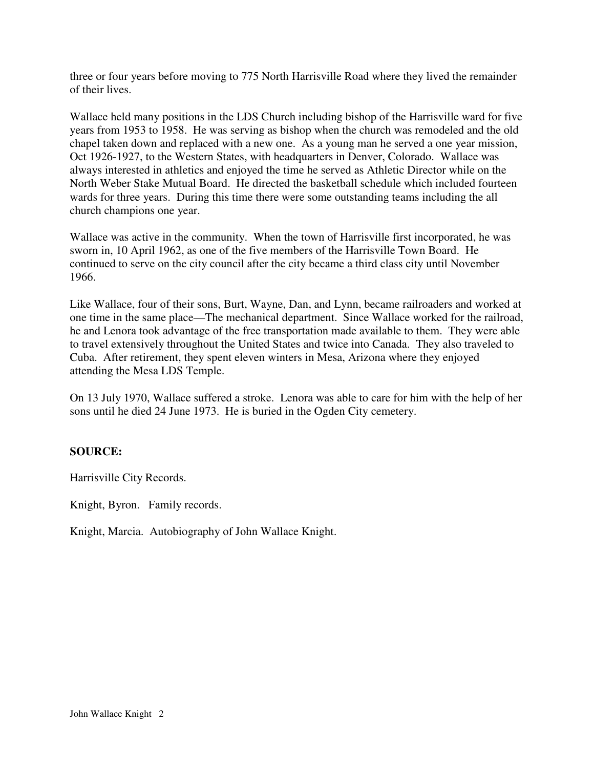three or four years before moving to 775 North Harrisville Road where they lived the remainder of their lives.

Wallace held many positions in the LDS Church including bishop of the Harrisville ward for five years from 1953 to 1958. He was serving as bishop when the church was remodeled and the old chapel taken down and replaced with a new one. As a young man he served a one year mission, Oct 1926-1927, to the Western States, with headquarters in Denver, Colorado. Wallace was always interested in athletics and enjoyed the time he served as Athletic Director while on the North Weber Stake Mutual Board. He directed the basketball schedule which included fourteen wards for three years. During this time there were some outstanding teams including the all church champions one year.

Wallace was active in the community. When the town of Harrisville first incorporated, he was sworn in, 10 April 1962, as one of the five members of the Harrisville Town Board. He continued to serve on the city council after the city became a third class city until November 1966.

Like Wallace, four of their sons, Burt, Wayne, Dan, and Lynn, became railroaders and worked at one time in the same place—The mechanical department. Since Wallace worked for the railroad, he and Lenora took advantage of the free transportation made available to them. They were able to travel extensively throughout the United States and twice into Canada. They also traveled to Cuba. After retirement, they spent eleven winters in Mesa, Arizona where they enjoyed attending the Mesa LDS Temple.

On 13 July 1970, Wallace suffered a stroke. Lenora was able to care for him with the help of her sons until he died 24 June 1973. He is buried in the Ogden City cemetery.

**SOURCE:**

Harrisville City Records.

Knight, Byron. Family records.

Knight, Marcia. Autobiography of John Wallace Knight.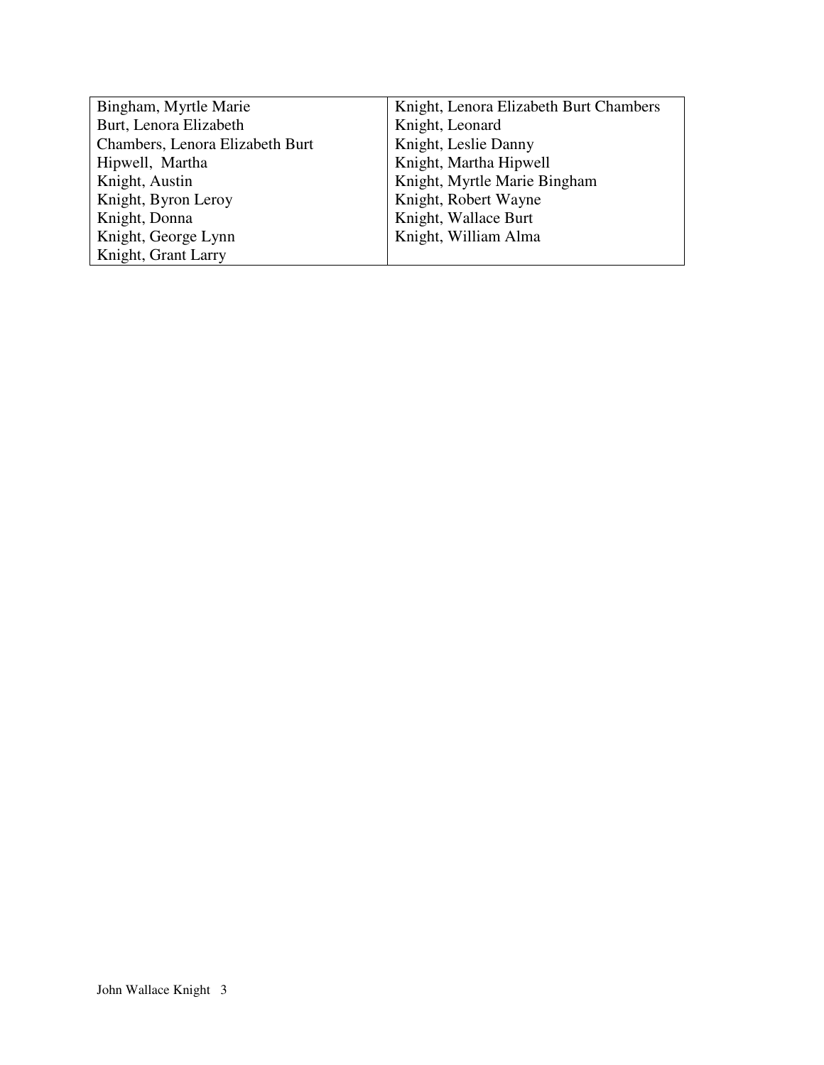| | |
|---|---|
| Bingham, Myrtle Marie | Knight, Lenora Elizabeth Burt Chambers |
| Burt, Lenora Elizabeth | Knight, Leonard |
| Chambers, Lenora Elizabeth Burt | Knight, Leslie Danny |
| Hipwell, Martha | Knight, Martha Hipwell |
| Knight, Austin | Knight, Myrtle Marie Bingham |
| Knight, Byron Leroy | Knight, Robert Wayne |
| Knight, Donna | Knight, Wallace Burt |
| Knight, George Lynn | Knight, William Alma |
| Knight, Grant Larry | |